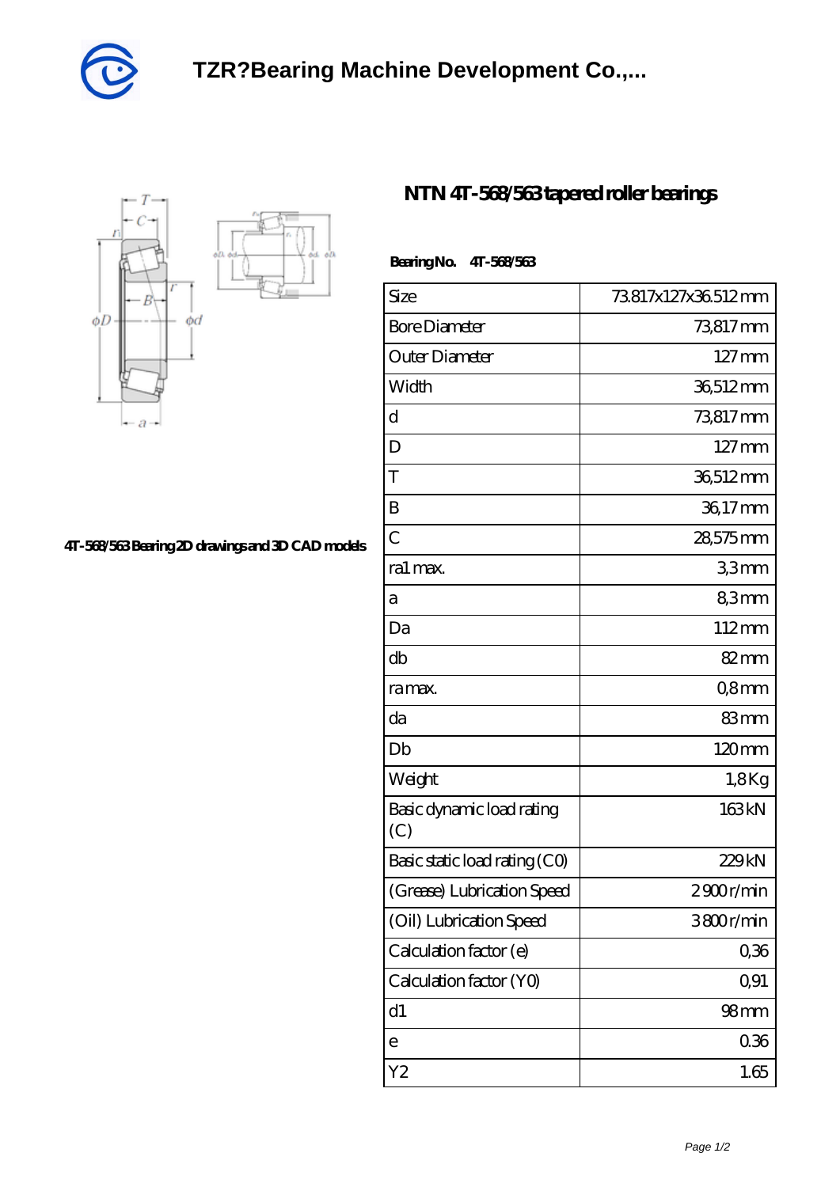# TZR?Bearing Machine Development Co.,...

4T-568/563 Bearing 2D drawings and 3D CAD models

## NTN 4T-568/563 tapered roller bearings

**Bearing No. 4T-568/563**

| Size | 73.817x127x36.512 mm |
|---|---|
| Bore Diameter | 73,817 mm |
| Outer Diameter | 127 mm |
| Width | 36,512 mm |
| d | 73,817 mm |
| D | 127 mm |
| T | 36,512 mm |
| B | 36,17 mm |
| C | 28,575 mm |
| ra1 max. | 3,3 mm |
| a | 8,3 mm |
| Da | 112 mm |
| db | 82 mm |
| ra max. | 0,8 mm |
| da | 83 mm |
| Db | 120 mm |
| Weight | 1,8 Kg |
| Basic dynamic load rating (C) | 163 kN |
| Basic static load rating (C0) | 229 kN |
| (Grease) Lubrication Speed | 2900 r/min |
| (Oil) Lubrication Speed | 3800 r/min |
| Calculation factor (e) | 0,36 |
| Calculation factor (Y0) | 0,91 |
| d1 | 98 mm |
| e | 0.36 |
| Y2 | 1.65 |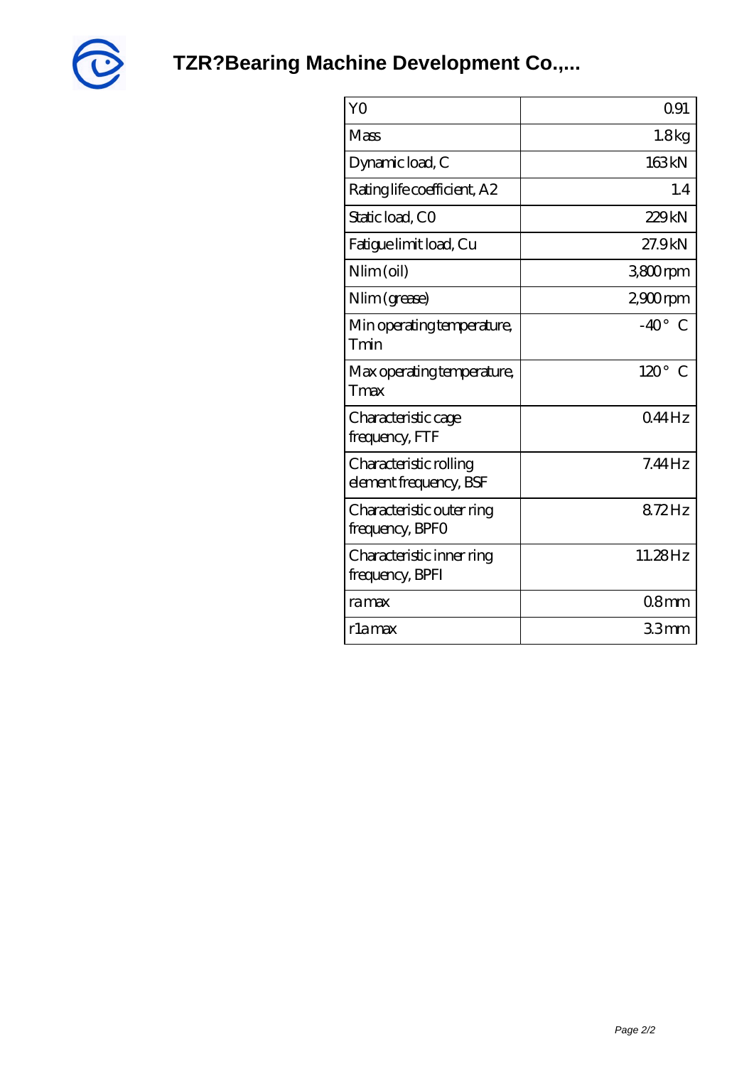# TZR?Bearing Machine Development Co.,...

| | |
|---|---|
| Y0 | 0.91 |
| Mass | 1.8 kg |
| Dynamic load, C | 163 kN |
| Rating life coefficient, A2 | 1.4 |
| Static load, C0 | 229 kN |
| Fatigue limit load, Cu | 27.9 kN |
| Nlim (oil) | 3,800 rpm |
| Nlim (grease) | 2,900 rpm |
| Min operating temperature, Tmin | -40 ° C |
| Max operating temperature, Tmax | 120 ° C |
| Characteristic cage frequency, FTF | 0.44 Hz |
| Characteristic rolling element frequency, BSF | 7.44 Hz |
| Characteristic outer ring frequency, BPF0 | 8.72 Hz |
| Characteristic inner ring frequency, BPFI | 11.28 Hz |
| ra max | 0.8 mm |
| r1a max | 3.3 mm |